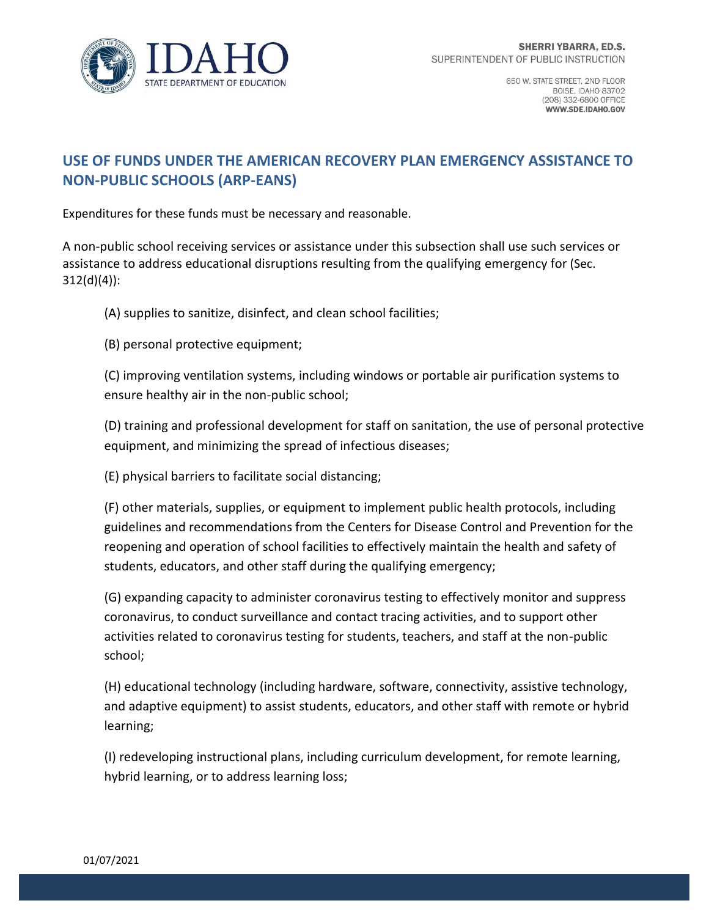SHERRI YBARRA, ED.S.
SUPERINTENDENT OF PUBLIC INSTRUCTION

650 W. STATE STREET, 2ND FLOOR
BOISE, IDAHO 83702
(208) 332-6800 OFFICE
WWW.SDE.IDAHO.GOV

## USE OF FUNDS UNDER THE AMERICAN RECOVERY PLAN EMERGENCY ASSISTANCE TO NON-PUBLIC SCHOOLS (ARP-EANS)

Expenditures for these funds must be necessary and reasonable.

A non-public school receiving services or assistance under this subsection shall use such services or assistance to address educational disruptions resulting from the qualifying emergency for (Sec. 312(d)(4)):

(A) supplies to sanitize, disinfect, and clean school facilities;

(B) personal protective equipment;

(C) improving ventilation systems, including windows or portable air purification systems to ensure healthy air in the non-public school;

(D) training and professional development for staff on sanitation, the use of personal protective equipment, and minimizing the spread of infectious diseases;

(E) physical barriers to facilitate social distancing;

(F) other materials, supplies, or equipment to implement public health protocols, including guidelines and recommendations from the Centers for Disease Control and Prevention for the reopening and operation of school facilities to effectively maintain the health and safety of students, educators, and other staff during the qualifying emergency;

(G) expanding capacity to administer coronavirus testing to effectively monitor and suppress coronavirus, to conduct surveillance and contact tracing activities, and to support other activities related to coronavirus testing for students, teachers, and staff at the non-public school;

(H) educational technology (including hardware, software, connectivity, assistive technology, and adaptive equipment) to assist students, educators, and other staff with remote or hybrid learning;

(I) redeveloping instructional plans, including curriculum development, for remote learning, hybrid learning, or to address learning loss;

01/07/2021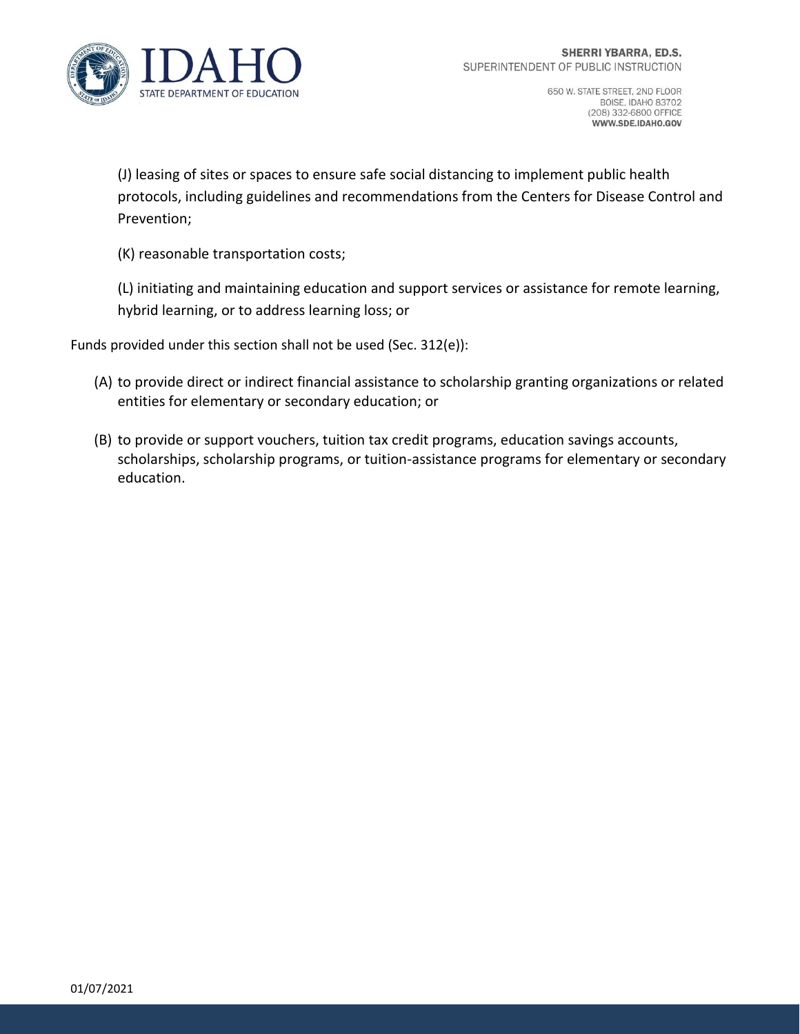(J) leasing of sites or spaces to ensure safe social distancing to implement public health protocols, including guidelines and recommendations from the Centers for Disease Control and Prevention;

(K) reasonable transportation costs;

(L) initiating and maintaining education and support services or assistance for remote learning, hybrid learning, or to address learning loss; or

Funds provided under this section shall not be used (Sec. 312(e)):

(A) to provide direct or indirect financial assistance to scholarship granting organizations or related entities for elementary or secondary education; or

(B) to provide or support vouchers, tuition tax credit programs, education savings accounts, scholarships, scholarship programs, or tuition-assistance programs for elementary or secondary education.

01/07/2021